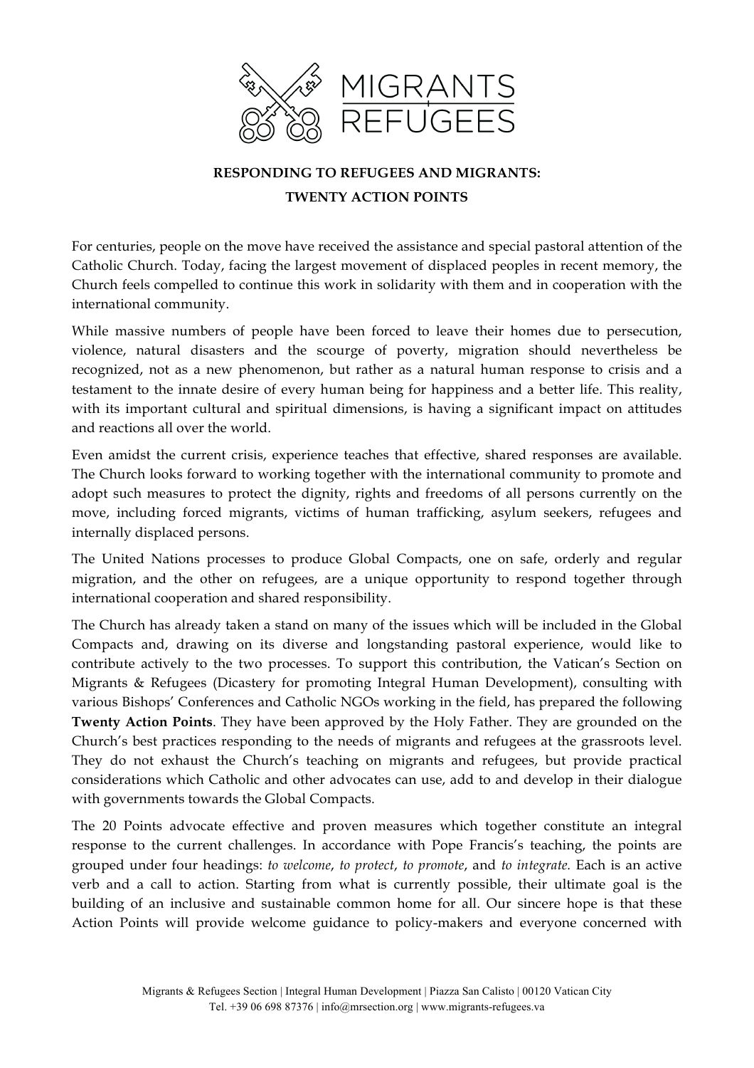MIGRANTS REFUGEES

# RESPONDING TO REFUGEES AND MIGRANTS: TWENTY ACTION POINTS

For centuries, people on the move have received the assistance and special pastoral attention of the Catholic Church. Today, facing the largest movement of displaced peoples in recent memory, the Church feels compelled to continue this work in solidarity with them and in cooperation with the international community.

While massive numbers of people have been forced to leave their homes due to persecution, violence, natural disasters and the scourge of poverty, migration should nevertheless be recognized, not as a new phenomenon, but rather as a natural human response to crisis and a testament to the innate desire of every human being for happiness and a better life. This reality, with its important cultural and spiritual dimensions, is having a significant impact on attitudes and reactions all over the world.

Even amidst the current crisis, experience teaches that effective, shared responses are available. The Church looks forward to working together with the international community to promote and adopt such measures to protect the dignity, rights and freedoms of all persons currently on the move, including forced migrants, victims of human trafficking, asylum seekers, refugees and internally displaced persons.

The United Nations processes to produce Global Compacts, one on safe, orderly and regular migration, and the other on refugees, are a unique opportunity to respond together through international cooperation and shared responsibility.

The Church has already taken a stand on many of the issues which will be included in the Global Compacts and, drawing on its diverse and longstanding pastoral experience, would like to contribute actively to the two processes. To support this contribution, the Vatican's Section on Migrants & Refugees (Dicastery for promoting Integral Human Development), consulting with various Bishops' Conferences and Catholic NGOs working in the field, has prepared the following **Twenty Action Points**. They have been approved by the Holy Father. They are grounded on the Church's best practices responding to the needs of migrants and refugees at the grassroots level. They do not exhaust the Church's teaching on migrants and refugees, but provide practical considerations which Catholic and other advocates can use, add to and develop in their dialogue with governments towards the Global Compacts.

The 20 Points advocate effective and proven measures which together constitute an integral response to the current challenges. In accordance with Pope Francis's teaching, the points are grouped under four headings: *to welcome*, *to protect*, *to promote*, and *to integrate.* Each is an active verb and a call to action. Starting from what is currently possible, their ultimate goal is the building of an inclusive and sustainable common home for all. Our sincere hope is that these Action Points will provide welcome guidance to policy-makers and everyone concerned with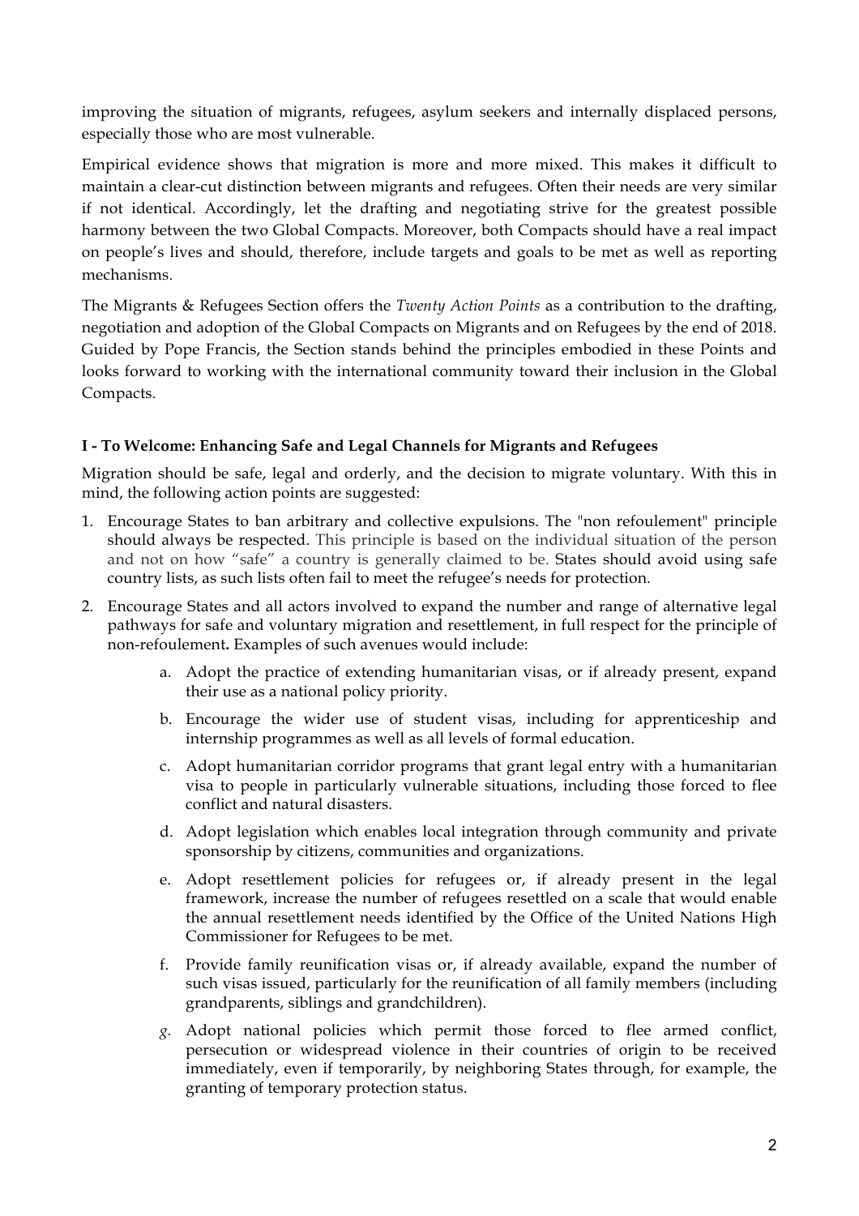improving the situation of migrants, refugees, asylum seekers and internally displaced persons, especially those who are most vulnerable.

Empirical evidence shows that migration is more and more mixed. This makes it difficult to maintain a clear-cut distinction between migrants and refugees. Often their needs are very similar if not identical. Accordingly, let the drafting and negotiating strive for the greatest possible harmony between the two Global Compacts. Moreover, both Compacts should have a real impact on people's lives and should, therefore, include targets and goals to be met as well as reporting mechanisms.

The Migrants & Refugees Section offers the *Twenty Action Points* as a contribution to the drafting, negotiation and adoption of the Global Compacts on Migrants and on Refugees by the end of 2018. Guided by Pope Francis, the Section stands behind the principles embodied in these Points and looks forward to working with the international community toward their inclusion in the Global Compacts.

### I - To Welcome: Enhancing Safe and Legal Channels for Migrants and Refugees

Migration should be safe, legal and orderly, and the decision to migrate voluntary. With this in mind, the following action points are suggested:

1. Encourage States to ban arbitrary and collective expulsions. The "non refoulement" principle should always be respected. This principle is based on the individual situation of the person and not on how "safe" a country is generally claimed to be. States should avoid using safe country lists, as such lists often fail to meet the refugee's needs for protection.
2. Encourage States and all actors involved to expand the number and range of alternative legal pathways for safe and voluntary migration and resettlement, in full respect for the principle of non-refoulement**.** Examples of such avenues would include:
    a. Adopt the practice of extending humanitarian visas, or if already present, expand their use as a national policy priority.
    b. Encourage the wider use of student visas, including for apprenticeship and internship programmes as well as all levels of formal education.
    c. Adopt humanitarian corridor programs that grant legal entry with a humanitarian visa to people in particularly vulnerable situations, including those forced to flee conflict and natural disasters.
    d. Adopt legislation which enables local integration through community and private sponsorship by citizens, communities and organizations.
    e. Adopt resettlement policies for refugees or, if already present in the legal framework, increase the number of refugees resettled on a scale that would enable the annual resettlement needs identified by the Office of the United Nations High Commissioner for Refugees to be met.
    f. Provide family reunification visas or, if already available, expand the number of such visas issued, particularly for the reunification of all family members (including grandparents, siblings and grandchildren).
    g. Adopt national policies which permit those forced to flee armed conflict, persecution or widespread violence in their countries of origin to be received immediately, even if temporarily, by neighboring States through, for example, the granting of temporary protection status.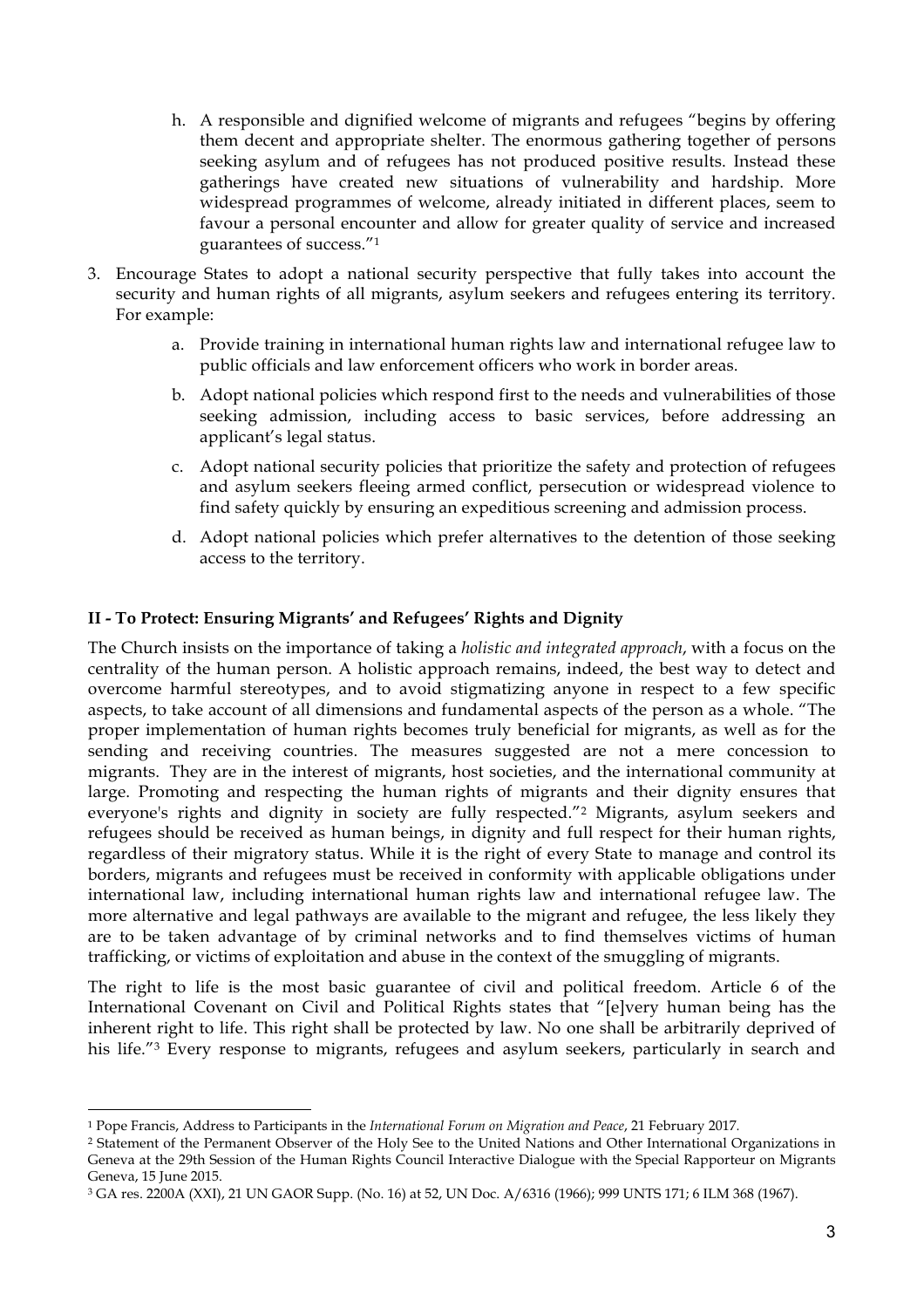h. A responsible and dignified welcome of migrants and refugees "begins by offering them decent and appropriate shelter. The enormous gathering together of persons seeking asylum and of refugees has not produced positive results. Instead these gatherings have created new situations of vulnerability and hardship. More widespread programmes of welcome, already initiated in different places, seem to favour a personal encounter and allow for greater quality of service and increased guarantees of success."[1]

3. Encourage States to adopt a national security perspective that fully takes into account the security and human rights of all migrants, asylum seekers and refugees entering its territory. For example:
    a. Provide training in international human rights law and international refugee law to public officials and law enforcement officers who work in border areas.
    b. Adopt national policies which respond first to the needs and vulnerabilities of those seeking admission, including access to basic services, before addressing an applicant's legal status.
    c. Adopt national security policies that prioritize the safety and protection of refugees and asylum seekers fleeing armed conflict, persecution or widespread violence to find safety quickly by ensuring an expeditious screening and admission process.
    d. Adopt national policies which prefer alternatives to the detention of those seeking access to the territory.

**II - To Protect: Ensuring Migrants' and Refugees' Rights and Dignity**

The Church insists on the importance of taking a *holistic and integrated approach*, with a focus on the centrality of the human person. A holistic approach remains, indeed, the best way to detect and overcome harmful stereotypes, and to avoid stigmatizing anyone in respect to a few specific aspects, to take account of all dimensions and fundamental aspects of the person as a whole. "The proper implementation of human rights becomes truly beneficial for migrants, as well as for the sending and receiving countries. The measures suggested are not a mere concession to migrants. They are in the interest of migrants, host societies, and the international community at large. Promoting and respecting the human rights of migrants and their dignity ensures that everyone's rights and dignity in society are fully respected."[2] Migrants, asylum seekers and refugees should be received as human beings, in dignity and full respect for their human rights, regardless of their migratory status. While it is the right of every State to manage and control its borders, migrants and refugees must be received in conformity with applicable obligations under international law, including international human rights law and international refugee law. The more alternative and legal pathways are available to the migrant and refugee, the less likely they are to be taken advantage of by criminal networks and to find themselves victims of human trafficking, or victims of exploitation and abuse in the context of the smuggling of migrants.

The right to life is the most basic guarantee of civil and political freedom. Article 6 of the International Covenant on Civil and Political Rights states that "[e]very human being has the inherent right to life. This right shall be protected by law. No one shall be arbitrarily deprived of his life."[3] Every response to migrants, refugees and asylum seekers, particularly in search and

---

[1] Pope Francis, Address to Participants in the *International Forum on Migration and Peace*, 21 February 2017.

[2] Statement of the Permanent Observer of the Holy See to the United Nations and Other International Organizations in Geneva at the 29th Session of the Human Rights Council Interactive Dialogue with the Special Rapporteur on Migrants Geneva, 15 June 2015.

[3] GA res. 2200A (XXI), 21 UN GAOR Supp. (No. 16) at 52, UN Doc. A/6316 (1966); 999 UNTS 171; 6 ILM 368 (1967).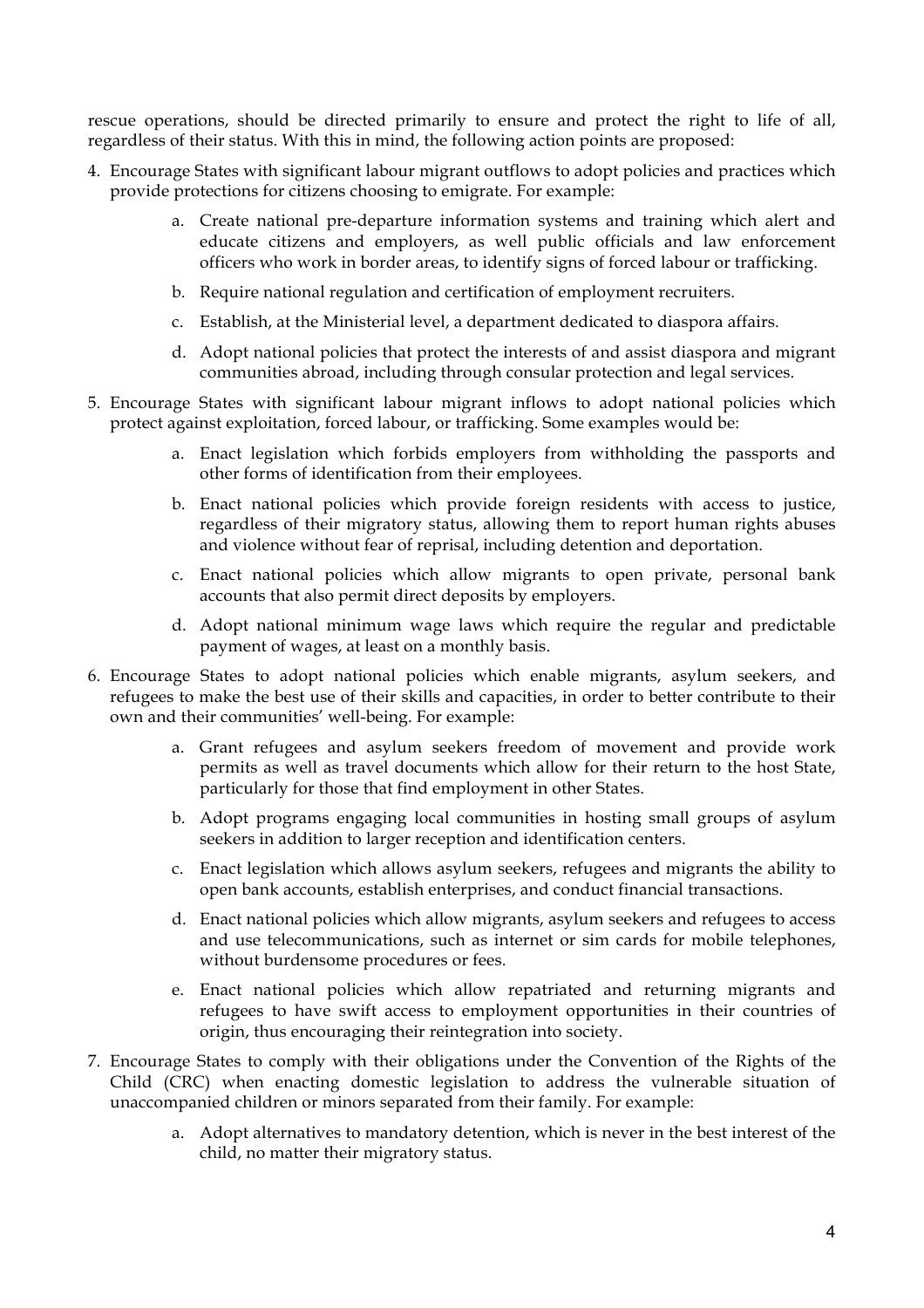rescue operations, should be directed primarily to ensure and protect the right to life of all, regardless of their status. With this in mind, the following action points are proposed:

4. Encourage States with significant labour migrant outflows to adopt policies and practices which provide protections for citizens choosing to emigrate. For example:
   a. Create national pre-departure information systems and training which alert and educate citizens and employers, as well public officials and law enforcement officers who work in border areas, to identify signs of forced labour or trafficking.
   b. Require national regulation and certification of employment recruiters.
   c. Establish, at the Ministerial level, a department dedicated to diaspora affairs.
   d. Adopt national policies that protect the interests of and assist diaspora and migrant communities abroad, including through consular protection and legal services.
5. Encourage States with significant labour migrant inflows to adopt national policies which protect against exploitation, forced labour, or trafficking. Some examples would be:
   a. Enact legislation which forbids employers from withholding the passports and other forms of identification from their employees.
   b. Enact national policies which provide foreign residents with access to justice, regardless of their migratory status, allowing them to report human rights abuses and violence without fear of reprisal, including detention and deportation.
   c. Enact national policies which allow migrants to open private, personal bank accounts that also permit direct deposits by employers.
   d. Adopt national minimum wage laws which require the regular and predictable payment of wages, at least on a monthly basis.
6. Encourage States to adopt national policies which enable migrants, asylum seekers, and refugees to make the best use of their skills and capacities, in order to better contribute to their own and their communities' well-being. For example:
   a. Grant refugees and asylum seekers freedom of movement and provide work permits as well as travel documents which allow for their return to the host State, particularly for those that find employment in other States.
   b. Adopt programs engaging local communities in hosting small groups of asylum seekers in addition to larger reception and identification centers.
   c. Enact legislation which allows asylum seekers, refugees and migrants the ability to open bank accounts, establish enterprises, and conduct financial transactions.
   d. Enact national policies which allow migrants, asylum seekers and refugees to access and use telecommunications, such as internet or sim cards for mobile telephones, without burdensome procedures or fees.
   e. Enact national policies which allow repatriated and returning migrants and refugees to have swift access to employment opportunities in their countries of origin, thus encouraging their reintegration into society.
7. Encourage States to comply with their obligations under the Convention of the Rights of the Child (CRC) when enacting domestic legislation to address the vulnerable situation of unaccompanied children or minors separated from their family. For example:
   a. Adopt alternatives to mandatory detention, which is never in the best interest of the child, no matter their migratory status.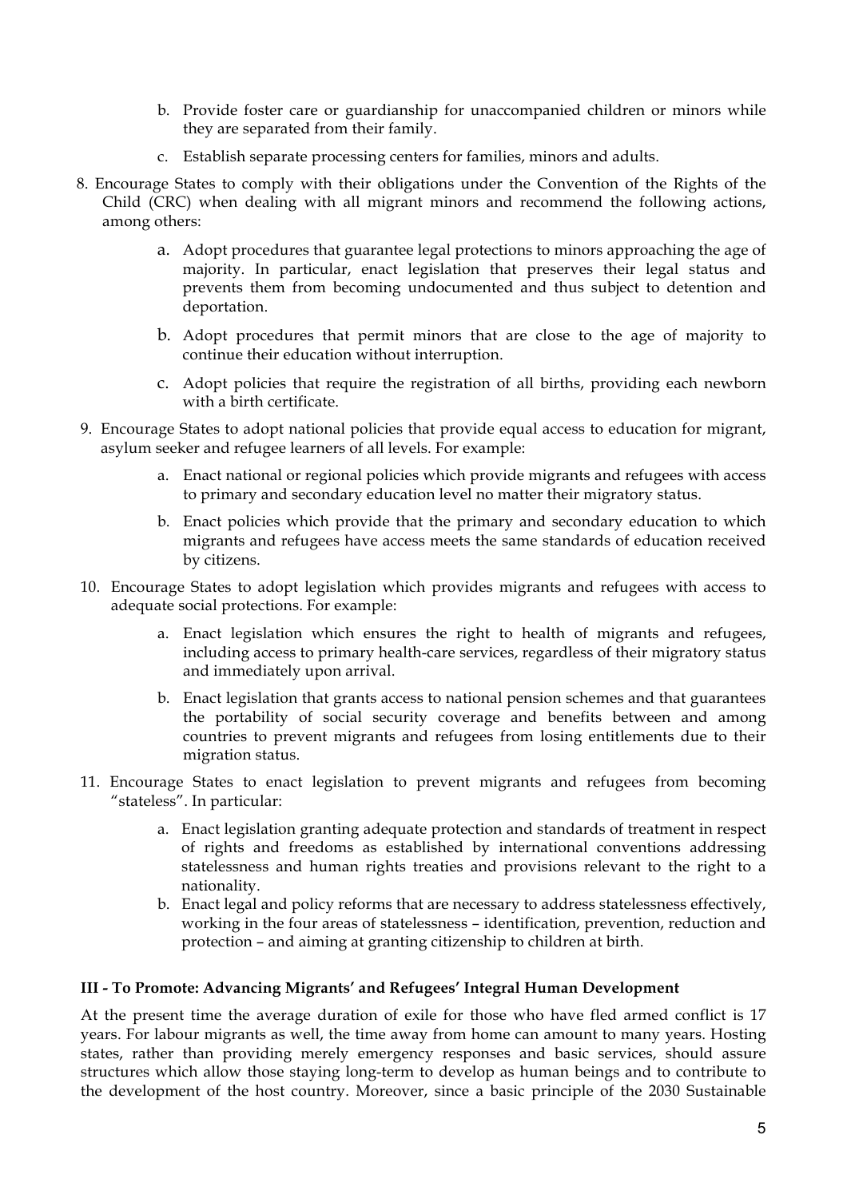b. Provide foster care or guardianship for unaccompanied children or minors while they are separated from their family.

c. Establish separate processing centers for families, minors and adults.

8. Encourage States to comply with their obligations under the Convention of the Rights of the Child (CRC) when dealing with all migrant minors and recommend the following actions, among others:

   a. Adopt procedures that guarantee legal protections to minors approaching the age of majority. In particular, enact legislation that preserves their legal status and prevents them from becoming undocumented and thus subject to detention and deportation.

   b. Adopt procedures that permit minors that are close to the age of majority to continue their education without interruption.

   c. Adopt policies that require the registration of all births, providing each newborn with a birth certificate.

9. Encourage States to adopt national policies that provide equal access to education for migrant, asylum seeker and refugee learners of all levels. For example:

   a. Enact national or regional policies which provide migrants and refugees with access to primary and secondary education level no matter their migratory status.

   b. Enact policies which provide that the primary and secondary education to which migrants and refugees have access meets the same standards of education received by citizens.

10. Encourage States to adopt legislation which provides migrants and refugees with access to adequate social protections. For example:

    a. Enact legislation which ensures the right to health of migrants and refugees, including access to primary health-care services, regardless of their migratory status and immediately upon arrival.

    b. Enact legislation that grants access to national pension schemes and that guarantees the portability of social security coverage and benefits between and among countries to prevent migrants and refugees from losing entitlements due to their migration status.

11. Encourage States to enact legislation to prevent migrants and refugees from becoming "stateless". In particular:

    a. Enact legislation granting adequate protection and standards of treatment in respect of rights and freedoms as established by international conventions addressing statelessness and human rights treaties and provisions relevant to the right to a nationality.

    b. Enact legal and policy reforms that are necessary to address statelessness effectively, working in the four areas of statelessness – identification, prevention, reduction and protection – and aiming at granting citizenship to children at birth.

### III - To Promote: Advancing Migrants' and Refugees' Integral Human Development

At the present time the average duration of exile for those who have fled armed conflict is 17 years. For labour migrants as well, the time away from home can amount to many years. Hosting states, rather than providing merely emergency responses and basic services, should assure structures which allow those staying long-term to develop as human beings and to contribute to the development of the host country. Moreover, since a basic principle of the 2030 Sustainable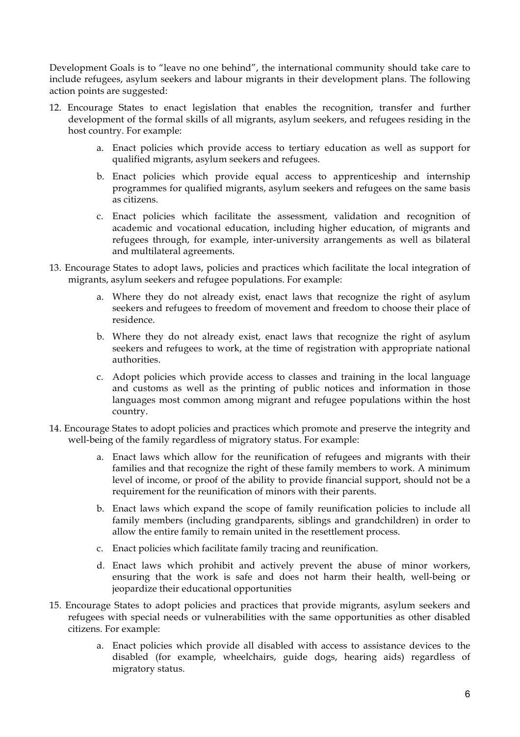Development Goals is to "leave no one behind", the international community should take care to include refugees, asylum seekers and labour migrants in their development plans. The following action points are suggested:

12. Encourage States to enact legislation that enables the recognition, transfer and further development of the formal skills of all migrants, asylum seekers, and refugees residing in the host country. For example:
    a. Enact policies which provide access to tertiary education as well as support for qualified migrants, asylum seekers and refugees.
    b. Enact policies which provide equal access to apprenticeship and internship programmes for qualified migrants, asylum seekers and refugees on the same basis as citizens.
    c. Enact policies which facilitate the assessment, validation and recognition of academic and vocational education, including higher education, of migrants and refugees through, for example, inter-university arrangements as well as bilateral and multilateral agreements.

13. Encourage States to adopt laws, policies and practices which facilitate the local integration of migrants, asylum seekers and refugee populations. For example:
    a. Where they do not already exist, enact laws that recognize the right of asylum seekers and refugees to freedom of movement and freedom to choose their place of residence.
    b. Where they do not already exist, enact laws that recognize the right of asylum seekers and refugees to work, at the time of registration with appropriate national authorities.
    c. Adopt policies which provide access to classes and training in the local language and customs as well as the printing of public notices and information in those languages most common among migrant and refugee populations within the host country.

14. Encourage States to adopt policies and practices which promote and preserve the integrity and well-being of the family regardless of migratory status. For example:
    a. Enact laws which allow for the reunification of refugees and migrants with their families and that recognize the right of these family members to work. A minimum level of income, or proof of the ability to provide financial support, should not be a requirement for the reunification of minors with their parents.
    b. Enact laws which expand the scope of family reunification policies to include all family members (including grandparents, siblings and grandchildren) in order to allow the entire family to remain united in the resettlement process.
    c. Enact policies which facilitate family tracing and reunification.
    d. Enact laws which prohibit and actively prevent the abuse of minor workers, ensuring that the work is safe and does not harm their health, well-being or jeopardize their educational opportunities

15. Encourage States to adopt policies and practices that provide migrants, asylum seekers and refugees with special needs or vulnerabilities with the same opportunities as other disabled citizens. For example:
    a. Enact policies which provide all disabled with access to assistance devices to the disabled (for example, wheelchairs, guide dogs, hearing aids) regardless of migratory status.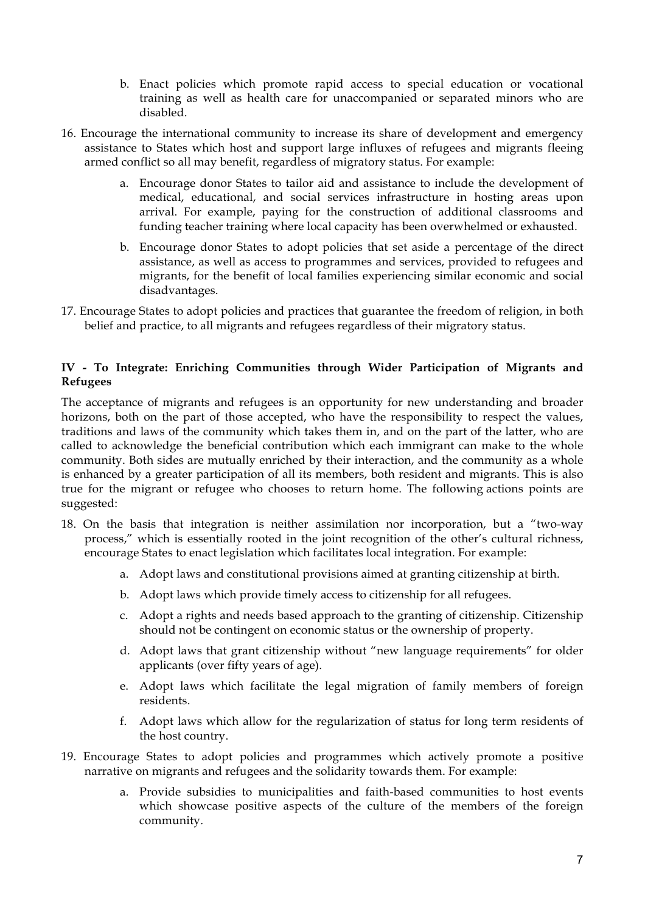b. Enact policies which promote rapid access to special education or vocational training as well as health care for unaccompanied or separated minors who are disabled.

16. Encourage the international community to increase its share of development and emergency assistance to States which host and support large influxes of refugees and migrants fleeing armed conflict so all may benefit, regardless of migratory status. For example:

   a. Encourage donor States to tailor aid and assistance to include the development of medical, educational, and social services infrastructure in hosting areas upon arrival. For example, paying for the construction of additional classrooms and funding teacher training where local capacity has been overwhelmed or exhausted.

   b. Encourage donor States to adopt policies that set aside a percentage of the direct assistance, as well as access to programmes and services, provided to refugees and migrants, for the benefit of local families experiencing similar economic and social disadvantages.

17. Encourage States to adopt policies and practices that guarantee the freedom of religion, in both belief and practice, to all migrants and refugees regardless of their migratory status.

**IV - To Integrate: Enriching Communities through Wider Participation of Migrants and Refugees**

The acceptance of migrants and refugees is an opportunity for new understanding and broader horizons, both on the part of those accepted, who have the responsibility to respect the values, traditions and laws of the community which takes them in, and on the part of the latter, who are called to acknowledge the beneficial contribution which each immigrant can make to the whole community. Both sides are mutually enriched by their interaction, and the community as a whole is enhanced by a greater participation of all its members, both resident and migrants. This is also true for the migrant or refugee who chooses to return home. The following actions points are suggested:

18. On the basis that integration is neither assimilation nor incorporation, but a "two-way process," which is essentially rooted in the joint recognition of the other's cultural richness, encourage States to enact legislation which facilitates local integration. For example:

   a. Adopt laws and constitutional provisions aimed at granting citizenship at birth.

   b. Adopt laws which provide timely access to citizenship for all refugees.

   c. Adopt a rights and needs based approach to the granting of citizenship. Citizenship should not be contingent on economic status or the ownership of property.

   d. Adopt laws that grant citizenship without "new language requirements" for older applicants (over fifty years of age).

   e. Adopt laws which facilitate the legal migration of family members of foreign residents.

   f. Adopt laws which allow for the regularization of status for long term residents of the host country.

19. Encourage States to adopt policies and programmes which actively promote a positive narrative on migrants and refugees and the solidarity towards them. For example:

   a. Provide subsidies to municipalities and faith-based communities to host events which showcase positive aspects of the culture of the members of the foreign community.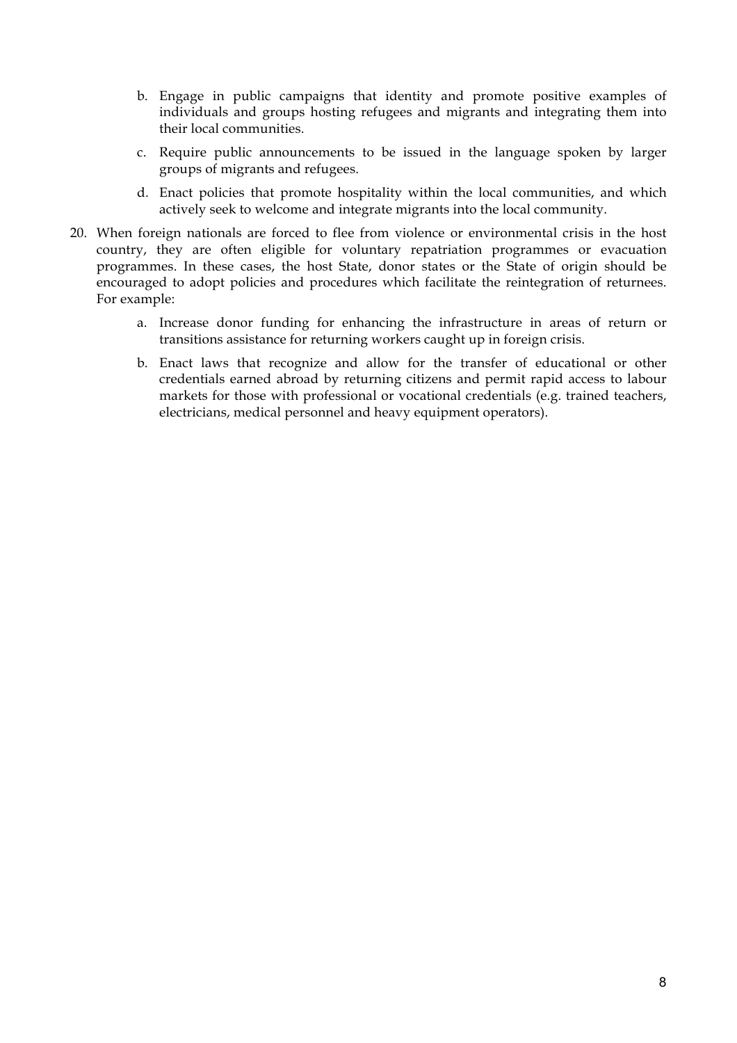b. Engage in public campaigns that identity and promote positive examples of individuals and groups hosting refugees and migrants and integrating them into their local communities.

c. Require public announcements to be issued in the language spoken by larger groups of migrants and refugees.

d. Enact policies that promote hospitality within the local communities, and which actively seek to welcome and integrate migrants into the local community.

20. When foreign nationals are forced to flee from violence or environmental crisis in the host country, they are often eligible for voluntary repatriation programmes or evacuation programmes. In these cases, the host State, donor states or the State of origin should be encouraged to adopt policies and procedures which facilitate the reintegration of returnees. For example:

    a. Increase donor funding for enhancing the infrastructure in areas of return or transitions assistance for returning workers caught up in foreign crisis.

    b. Enact laws that recognize and allow for the transfer of educational or other credentials earned abroad by returning citizens and permit rapid access to labour markets for those with professional or vocational credentials (e.g. trained teachers, electricians, medical personnel and heavy equipment operators).